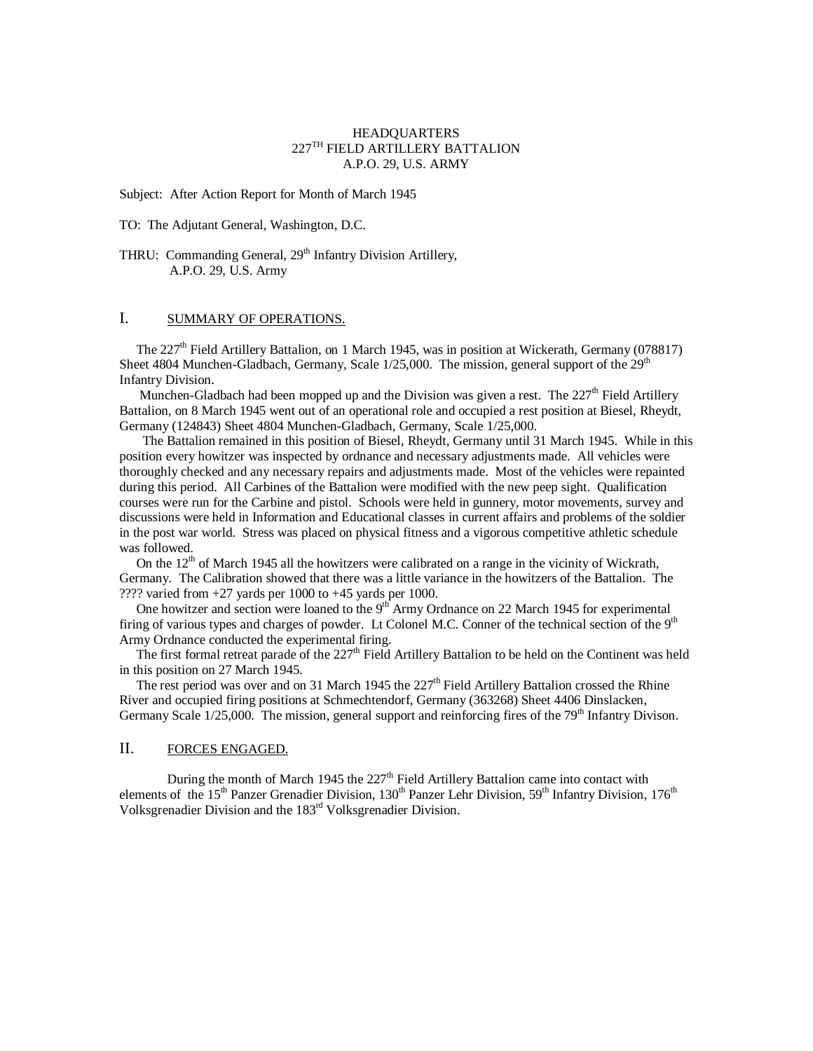HEADQUARTERS
227TH FIELD ARTILLERY BATTALION
A.P.O. 29, U.S. ARMY

Subject: After Action Report for Month of March 1945

TO: The Adjutant General, Washington, D.C.

THRU: Commanding General, 29th Infantry Division Artillery,
A.P.O. 29, U.S. Army

## I. SUMMARY OF OPERATIONS.

The 227th Field Artillery Battalion, on 1 March 1945, was in position at Wickerath, Germany (078817) Sheet 4804 Munchen-Gladbach, Germany, Scale 1/25,000. The mission, general support of the 29th Infantry Division.

Munchen-Gladbach had been mopped up and the Division was given a rest. The 227th Field Artillery Battalion, on 8 March 1945 went out of an operational role and occupied a rest position at Biesel, Rheydt, Germany (124843) Sheet 4804 Munchen-Gladbach, Germany, Scale 1/25,000.

The Battalion remained in this position of Biesel, Rheydt, Germany until 31 March 1945. While in this position every howitzer was inspected by ordnance and necessary adjustments made. All vehicles were thoroughly checked and any necessary repairs and adjustments made. Most of the vehicles were repainted during this period. All Carbines of the Battalion were modified with the new peep sight. Qualification courses were run for the Carbine and pistol. Schools were held in gunnery, motor movements, survey and discussions were held in Information and Educational classes in current affairs and problems of the soldier in the post war world. Stress was placed on physical fitness and a vigorous competitive athletic schedule was followed.

On the 12th of March 1945 all the howitzers were calibrated on a range in the vicinity of Wickrath, Germany. The Calibration showed that there was a little variance in the howitzers of the Battalion. The ???? varied from +27 yards per 1000 to +45 yards per 1000.

One howitzer and section were loaned to the 9th Army Ordnance on 22 March 1945 for experimental firing of various types and charges of powder. Lt Colonel M.C. Conner of the technical section of the 9th Army Ordnance conducted the experimental firing.

The first formal retreat parade of the 227th Field Artillery Battalion to be held on the Continent was held in this position on 27 March 1945.

The rest period was over and on 31 March 1945 the 227th Field Artillery Battalion crossed the Rhine River and occupied firing positions at Schmechtendorf, Germany (363268) Sheet 4406 Dinslacken, Germany Scale 1/25,000. The mission, general support and reinforcing fires of the 79th Infantry Divison.

## II. FORCES ENGAGED.

During the month of March 1945 the 227th Field Artillery Battalion came into contact with elements of the 15th Panzer Grenadier Division, 130th Panzer Lehr Division, 59th Infantry Division, 176th Volksgrenadier Division and the 183rd Volksgrenadier Division.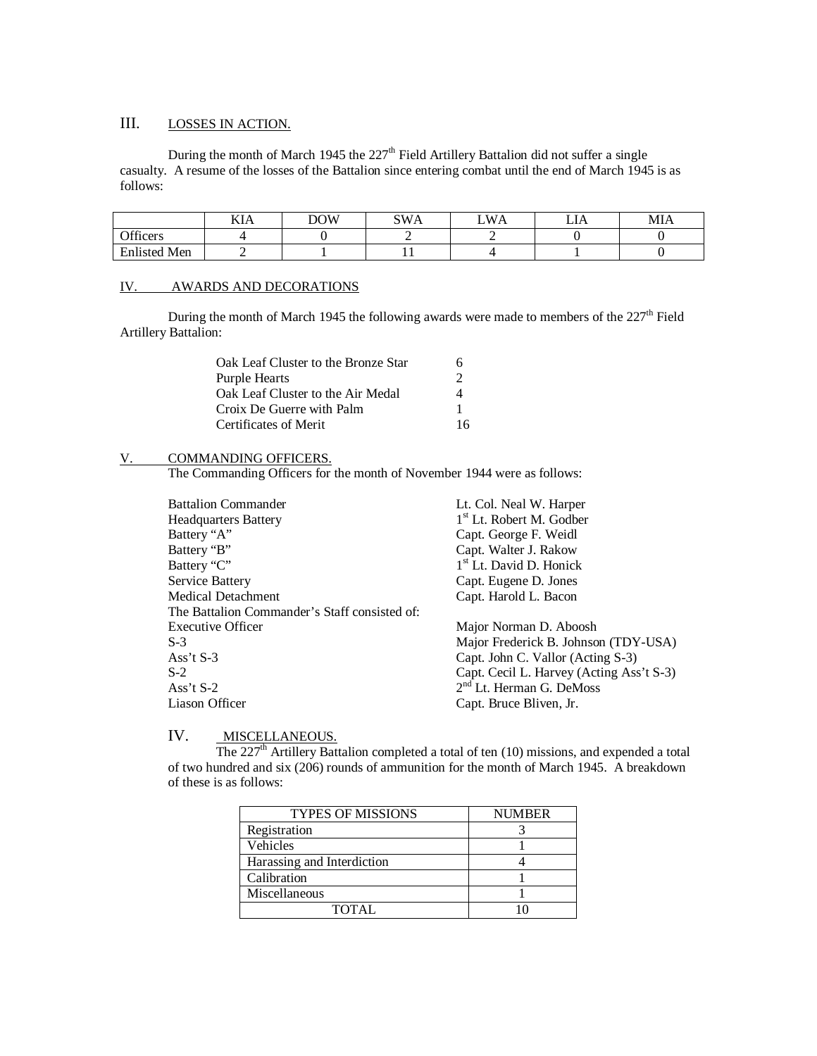## III. LOSSES IN ACTION.

During the month of March 1945 the 227th Field Artillery Battalion did not suffer a single casualty. A resume of the losses of the Battalion since entering combat until the end of March 1945 is as follows:

| | KIA | DOW | SWA | LWA | LIA | MIA |
|---|---|---|---|---|---|---|
| Officers | 4 | 0 | 2 | 2 | 0 | 0 |
| Enlisted Men | 2 | 1 | 11 | 4 | 1 | 0 |

## IV. AWARDS AND DECORATIONS

During the month of March 1945 the following awards were made to members of the 227th Field Artillery Battalion:

| | |
|---|---|
| Oak Leaf Cluster to the Bronze Star | 6 |
| Purple Hearts | 2 |
| Oak Leaf Cluster to the Air Medal | 4 |
| Croix De Guerre with Palm | 1 |
| Certificates of Merit | 16 |

## V. COMMANDING OFFICERS.

The Commanding Officers for the month of November 1944 were as follows:

| | |
|---|---|
| Battalion Commander | Lt. Col. Neal W. Harper |
| Headquarters Battery | 1st Lt. Robert M. Godber |
| Battery "A" | Capt. George F. Weidl |
| Battery "B" | Capt. Walter J. Rakow |
| Battery "C" | 1st Lt. David D. Honick |
| Service Battery | Capt. Eugene D. Jones |
| Medical Detachment | Capt. Harold L. Bacon |

The Battalion Commander's Staff consisted of:

| | |
|---|---|
| Executive Officer | Major Norman D. Aboosh |
| S-3 | Major Frederick B. Johnson (TDY-USA) |
| Ass't S-3 | Capt. John C. Vallor (Acting S-3) |
| S-2 | Capt. Cecil L. Harvey (Acting Ass't S-3) |
| Ass't S-2 | 2nd Lt. Herman G. DeMoss |
| Liason Officer | Capt. Bruce Bliven, Jr. |

## IV. MISCELLANEOUS.

The 227th Artillery Battalion completed a total of ten (10) missions, and expended a total of two hundred and six (206) rounds of ammunition for the month of March 1945. A breakdown of these is as follows:

| TYPES OF MISSIONS | NUMBER |
|---|---|
| Registration | 3 |
| Vehicles | 1 |
| Harassing and Interdiction | 4 |
| Calibration | 1 |
| Miscellaneous | 1 |
| TOTAL | 10 |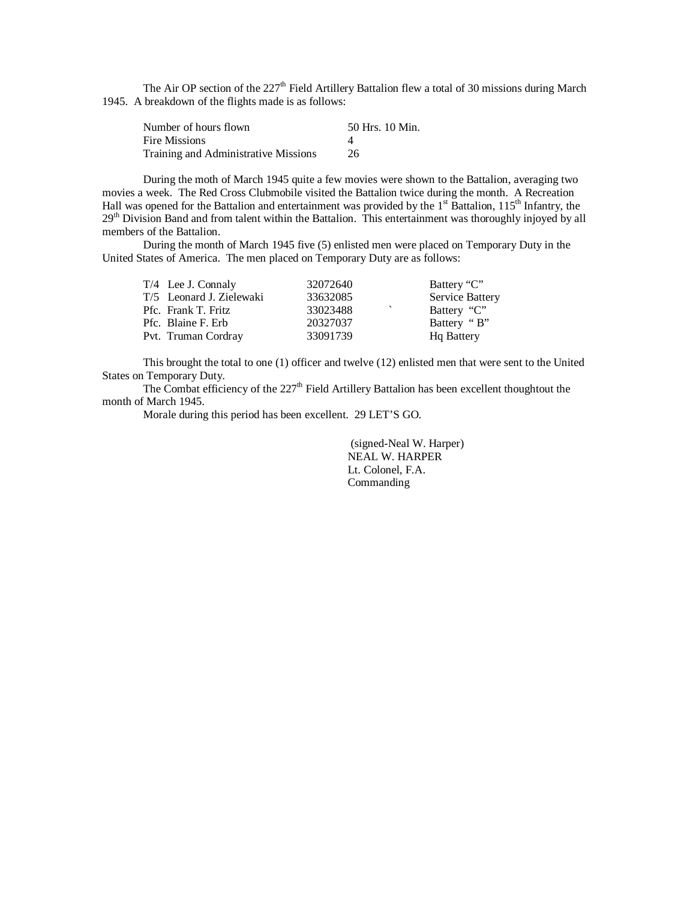The Air OP section of the 227th Field Artillery Battalion flew a total of 30 missions during March 1945. A breakdown of the flights made is as follows:

| | |
|---|---|
| Number of hours flown | 50 Hrs. 10 Min. |
| Fire Missions | 4 |
| Training and Administrative Missions | 26 |

During the moth of March 1945 quite a few movies were shown to the Battalion, averaging two movies a week. The Red Cross Clubmobile visited the Battalion twice during the month. A Recreation Hall was opened for the Battalion and entertainment was provided by the 1st Battalion, 115th Infantry, the 29th Division Band and from talent within the Battalion. This entertainment was thoroughly injoyed by all members of the Battalion.

During the month of March 1945 five (5) enlisted men were placed on Temporary Duty in the United States of America. The men placed on Temporary Duty are as follows:

| | | |
|---|---|---|
| T/4 Lee J. Connaly | 32072640 | Battery "C" |
| T/5 Leonard J. Zielewaki | 33632085 | Service Battery |
| Pfc. Frank T. Fritz | 33023488 | Battery "C" |
| Pfc. Blaine F. Erb | 20327037 | Battery " B" |
| Pvt. Truman Cordray | 33091739 | Hq Battery |

This brought the total to one (1) officer and twelve (12) enlisted men that were sent to the United States on Temporary Duty.

The Combat efficiency of the 227th Field Artillery Battalion has been excellent thoughtout the month of March 1945.

Morale during this period has been excellent. 29 LET'S GO.

(signed-Neal W. Harper)
NEAL W. HARPER
Lt. Colonel, F.A.
Commanding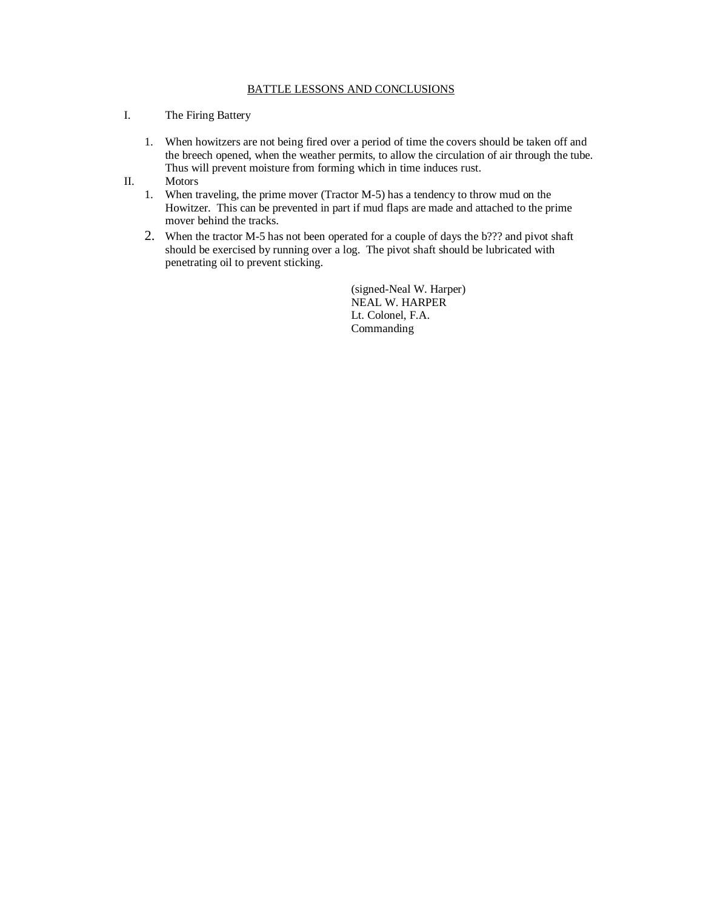## BATTLE LESSONS AND CONCLUSIONS

I. The Firing Battery

1. When howitzers are not being fired over a period of time the covers should be taken off and the breech opened, when the weather permits, to allow the circulation of air through the tube. Thus will prevent moisture from forming which in time induces rust.

II. Motors

1. When traveling, the prime mover (Tractor M-5) has a tendency to throw mud on the Howitzer. This can be prevented in part if mud flaps are made and attached to the prime mover behind the tracks.
2. When the tractor M-5 has not been operated for a couple of days the b??? and pivot shaft should be exercised by running over a log. The pivot shaft should be lubricated with penetrating oil to prevent sticking.

(signed-Neal W. Harper)
NEAL W. HARPER
Lt. Colonel, F.A.
Commanding